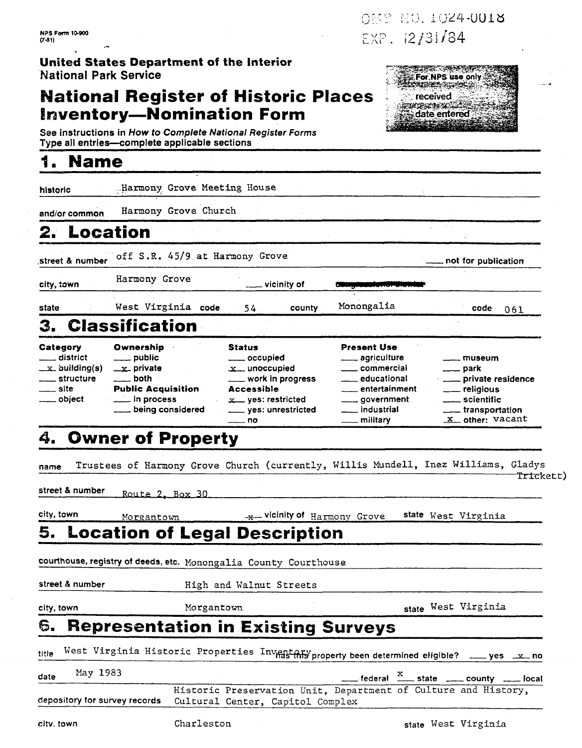NPS Form 10-900
(7-81)

OMB NO. 1024-0018
EXP. 12/31/84

**United States Department of the Interior**
National Park Service

# National Register of Historic Places Inventory—Nomination Form

For NPS use only
received
date entered

See instructions in *How to Complete National Register Forms*
Type all entries—complete applicable sections

## 1. Name

historic: Harmony Grove Meeting House

and/or common: Harmony Grove Church

## 2. Location

street & number: off S.R. 45/9 at Harmony Grove ___ not for publication

city, town: Harmony Grove ___ vicinity of

state: West Virginia code 54 county Monongalia code 061

## 3. Classification

| Category | Ownership | Status | Present Use | |
|---|---|---|---|---|
| ___ district | ___ public | ___ occupied | ___ agriculture | ___ museum |
| _x_ building(s) | _x_ private | _x_ unoccupied | ___ commercial | ___ park |
| ___ structure | ___ both | ___ work in progress | ___ educational | ___ private residence |
| ___ site | **Public Acquisition** | **Accessible** | ___ entertainment | ___ religious |
| ___ object | ___ in process | _x_ yes: restricted | ___ government | ___ scientific |
| | ___ being considered | ___ yes: unrestricted | ___ industrial | ___ transportation |
| | | ___ no | ___ military | _x_ other: vacant |

## 4. Owner of Property

name: Trustees of Harmony Grove Church (currently, Willis Mundell, Inez Williams, Gladys Trickett)

street & number: Route 2, Box 30

city, town: Morgantown _x_ vicinity of Harmony Grove state West Virginia

## 5. Location of Legal Description

courthouse, registry of deeds, etc. Monongalia County Courthouse

street & number: High and Walnut Streets

city, town: Morgantown state West Virginia

## 6. Representation in Existing Surveys

title: West Virginia Historic Properties Inventory has this property been determined eligible? ___ yes _x_ no

date: May 1983 ___ federal _x_ state ___ county ___ local

depository for survey records: Historic Preservation Unit, Department of Culture and History, Cultural Center, Capitol Complex

city, town: Charleston state West Virginia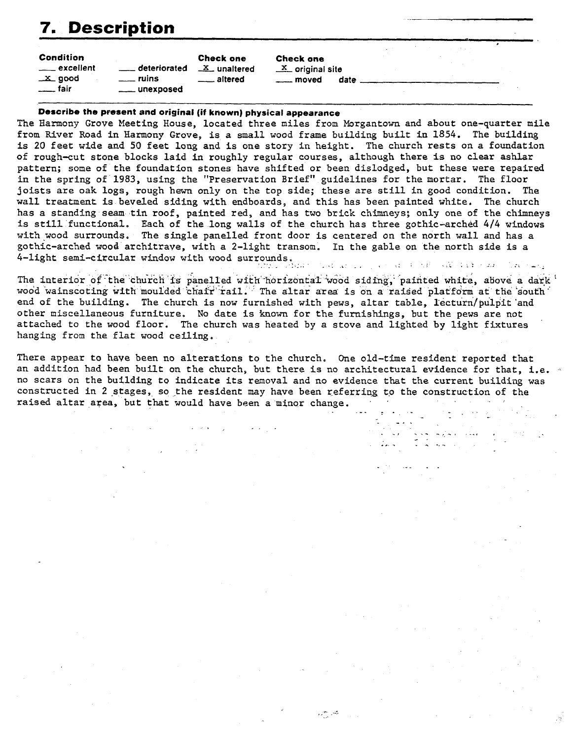## 7. Description

| Condition | | Check one | Check one |
|---|---|---|---|
| ___ excellent | ___ deteriorated | _x_ unaltered | _x_ original site |
| _x_ good | ___ ruins | ___ altered | ___ moved date ___ |
| ___ fair | ___ unexposed | | |

**Describe the present and original (if known) physical appearance**

The Harmony Grove Meeting House, located three miles from Morgantown and about one-quarter mile from River Road in Harmony Grove, is a small wood frame building built in 1854. The building is 20 feet wide and 50 feet long and is one story in height. The church rests on a foundation of rough-cut stone blocks laid in roughly regular courses, although there is no clear ashlar pattern; some of the foundation stones have shifted or been dislodged, but these were repaired in the spring of 1983, using the "Preservation Brief" guidelines for the mortar. The floor joists are oak logs, rough hewn only on the top side; these are still in good condition. The wall treatment is beveled siding with endboards, and this has been painted white. The church has a standing seam tin roof, painted red, and has two brick chimneys; only one of the chimneys is still functional. Each of the long walls of the church has three gothic-arched 4/4 windows with wood surrounds. The single panelled front door is centered on the north wall and has a gothic-arched wood architrave, with a 2-light transom. In the gable on the north side is a 4-light semi-circular window with wood surrounds.

The interior of the church is panelled with horizontal wood siding, painted white, above a dark wood wainscoting with moulded chair rail. The altar area is on a raised platform at the south end of the building. The church is now furnished with pews, altar table, lecturn/pulpit and other miscellaneous furniture. No date is known for the furnishings, but the pews are not attached to the wood floor. The church was heated by a stove and lighted by light fixtures hanging from the flat wood ceiling.

There appear to have been no alterations to the church. One old-time resident reported that an addition had been built on the church, but there is no architectural evidence for that, i.e. no scars on the building to indicate its removal and no evidence that the current building was constructed in 2 stages, so the resident may have been referring to the construction of the raised altar area, but that would have been a minor change.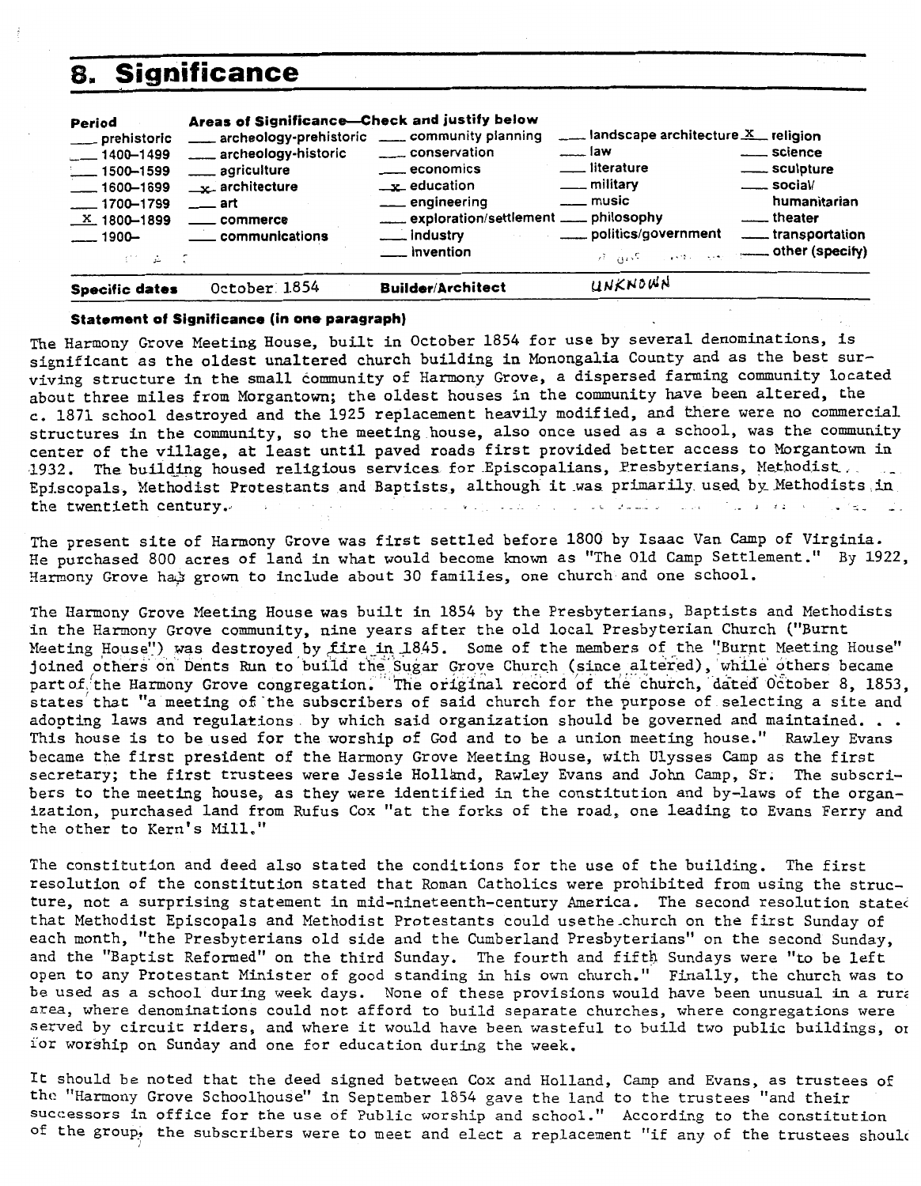# 8. Significance

| Period | Areas of Significance—Check and justify below | | | |
|---|---|---|---|---|
| ___ prehistoric | ___ archeology-prehistoric | ___ community planning | ___ landscape architecture | X religion |
| ___ 1400–1499 | ___ archeology-historic | ___ conservation | ___ law | ___ science |
| ___ 1500–1599 | ___ agriculture | ___ economics | ___ literature | ___ sculpture |
| ___ 1600–1699 | x architecture | x education | ___ military | ___ social/ humanitarian |
| ___ 1700–1799 | ___ art | ___ engineering | ___ music | ___ theater |
| X 1800–1899 | ___ commerce | ___ exploration/settlement | ___ philosophy | ___ transportation |
| ___ 1900– | ___ communications | ___ industry | ___ politics/government | ___ other (specify) |
| | | ___ invention | | |

**Specific dates** October 1854 **Builder/Architect** UNKNOWN

**Statement of Significance (in one paragraph)**

The Harmony Grove Meeting House, built in October 1854 for use by several denominations, is significant as the oldest unaltered church building in Monongalia County and as the best surviving structure in the small community of Harmony Grove, a dispersed farming community located about three miles from Morgantown; the oldest houses in the community have been altered, the c. 1871 school destroyed and the 1925 replacement heavily modified, and there were no commercial structures in the community, so the meeting house, also once used as a school, was the community center of the village, at least until paved roads first provided better access to Morgantown in 1932. The building housed religious services for Episcopalians, Presbyterians, Methodist Episcopals, Methodist Protestants and Baptists, although it was primarily used by Methodists in the twentieth century.

The present site of Harmony Grove was first settled before 1800 by Isaac Van Camp of Virginia. He purchased 800 acres of land in what would become known as "The Old Camp Settlement." By 1922, Harmony Grove has grown to include about 30 families, one church and one school.

The Harmony Grove Meeting House was built in 1854 by the Presbyterians, Baptists and Methodists in the Harmony Grove community, nine years after the old local Presbyterian Church ("Burnt Meeting House") was destroyed by fire in 1845. Some of the members of the "Burnt Meeting House" joined others on Dents Run to build the Sugar Grove Church (since altered), while others became part of the Harmony Grove congregation. The original record of the church, dated October 8, 1853, states that "a meeting of the subscribers of said church for the purpose of selecting a site and adopting laws and regulations by which said organization should be governed and maintained. . . This house is to be used for the worship of God and to be a union meeting house." Rawley Evans became the first president of the Harmony Grove Meeting House, with Ulysses Camp as the first secretary; the first trustees were Jessie Holland, Rawley Evans and John Camp, Sr. The subscribers to the meeting house, as they were identified in the constitution and by-laws of the organization, purchased land from Rufus Cox "at the forks of the road, one leading to Evans Ferry and the other to Kern's Mill."

The constitution and deed also stated the conditions for the use of the building. The first resolution of the constitution stated that Roman Catholics were prohibited from using the structure, not a surprising statement in mid-nineteenth-century America. The second resolution stated that Methodist Episcopals and Methodist Protestants could usethe church on the first Sunday of each month, "the Presbyterians old side and the Cumberland Presbyterians" on the second Sunday, and the "Baptist Reformed" on the third Sunday. The fourth and fifth Sundays were "to be left open to any Protestant Minister of good standing in his own church." Finally, the church was to be used as a school during week days. None of these provisions would have been unusual in a rural area, where denominations could not afford to build separate churches, where congregations were served by circuit riders, and where it would have been wasteful to build two public buildings, one for worship on Sunday and one for education during the week.

It should be noted that the deed signed between Cox and Holland, Camp and Evans, as trustees of the "Harmony Grove Schoolhouse" in September 1854 gave the land to the trustees "and their successors in office for the use of Public worship and school." According to the constitution of the group, the subscribers were to meet and elect a replacement "if any of the trustees should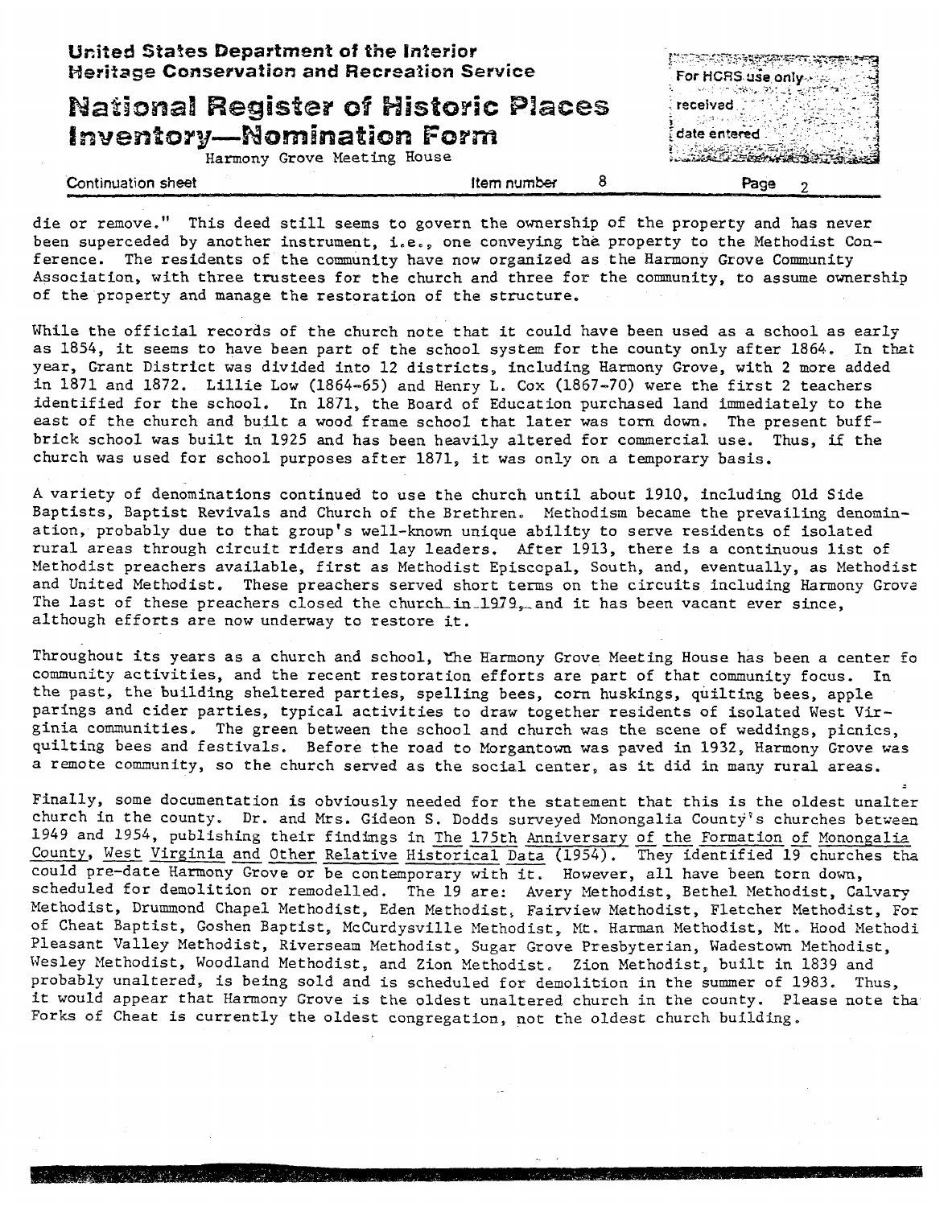die or remove." This deed still seems to govern the ownership of the property and has never been superceded by another instrument, i.e., one conveying the property to the Methodist Conference. The residents of the community have now organized as the Harmony Grove Community Association, with three trustees for the church and three for the community, to assume ownership of the property and manage the restoration of the structure.

While the official records of the church note that it could have been used as a school as early as 1854, it seems to have been part of the school system for the county only after 1864. In that year, Grant District was divided into 12 districts, including Harmony Grove, with 2 more added in 1871 and 1872. Lillie Low (1864-65) and Henry L. Cox (1867-70) were the first 2 teachers identified for the school. In 1871, the Board of Education purchased land immediately to the east of the church and built a wood frame school that later was torn down. The present buff-brick school was built in 1925 and has been heavily altered for commercial use. Thus, if the church was used for school purposes after 1871, it was only on a temporary basis.

A variety of denominations continued to use the church until about 1910, including Old Side Baptists, Baptist Revivals and Church of the Brethren. Methodism became the prevailing denomination, probably due to that group's well-known unique ability to serve residents of isolated rural areas through circuit riders and lay leaders. After 1913, there is a continuous list of Methodist preachers available, first as Methodist Episcopal, South, and, eventually, as Methodist and United Methodist. These preachers served short terms on the circuits including Harmony Grove The last of these preachers closed the church in 1979, and it has been vacant ever since, although efforts are now underway to restore it.

Throughout its years as a church and school, the Harmony Grove Meeting House has been a center fo community activities, and the recent restoration efforts are part of that community focus. In the past, the building sheltered parties, spelling bees, corn huskings, quilting bees, apple parings and cider parties, typical activities to draw together residents of isolated West Virginia communities. The green between the school and church was the scene of weddings, picnics, quilting bees and festivals. Before the road to Morgantown was paved in 1932, Harmony Grove was a remote community, so the church served as the social center, as it did in many rural areas.

Finally, some documentation is obviously needed for the statement that this is the oldest unalter church in the county. Dr. and Mrs. Gideon S. Dodds surveyed Monongalia County's churches between 1949 and 1954, publishing their findings in The 175th Anniversary of the Formation of Monongalia County, West Virginia and Other Relative Historical Data (1954). They identified 19 churches tha could pre-date Harmony Grove or be contemporary with it. However, all have been torn down, scheduled for demolition or remodelled. The 19 are: Avery Methodist, Bethel Methodist, Calvary Methodist, Drummond Chapel Methodist, Eden Methodist, Fairview Methodist, Fletcher Methodist, For of Cheat Baptist, Goshen Baptist, McCurdysville Methodist, Mt. Harman Methodist, Mt. Hood Methodi Pleasant Valley Methodist, Riverseam Methodist, Sugar Grove Presbyterian, Wadestown Methodist, Wesley Methodist, Woodland Methodist, and Zion Methodist. Zion Methodist, built in 1839 and probably unaltered, is being sold and is scheduled for demolition in the summer of 1983. Thus, it would appear that Harmony Grove is the oldest unaltered church in the county. Please note tha Forks of Cheat is currently the oldest congregation, not the oldest church building.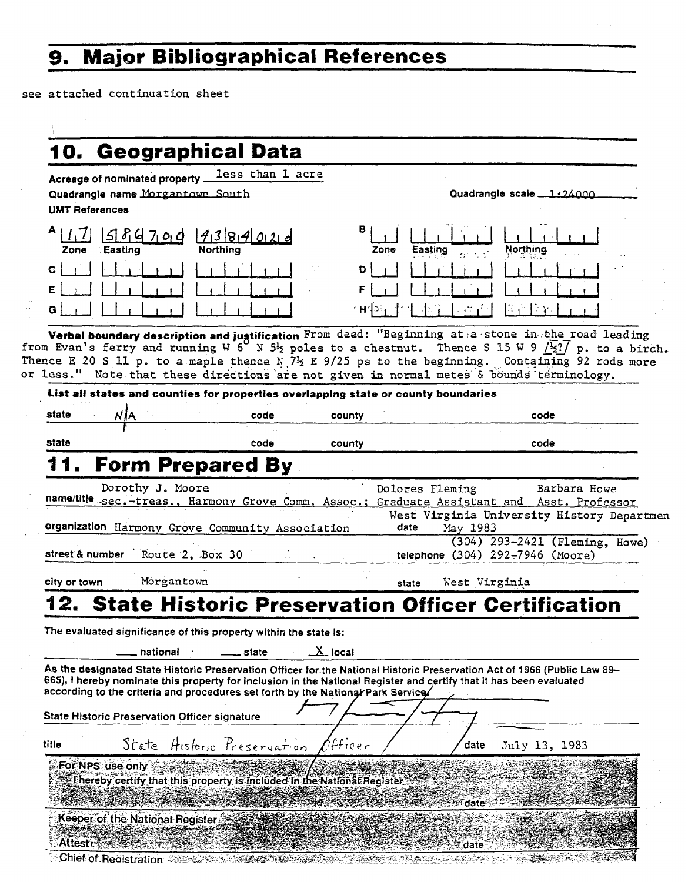## 9. Major Bibliographical References

see attached continuation sheet

## 10. Geographical Data

**Acreage of nominated property** less than 1 acre

**Quadrangle name** Morgantown South **Quadrangle scale** 1:24000

**UMT References**

| | Zone | Easting | Northing |
|---|---|---|---|
| A | 17 | 586700 | 4384020 |
| B | | | |
| C | | | |
| D | | | |
| E | | | |
| F | | | |
| G | | | |
| H | | | |

**Verbal boundary description and justification** From deed: "Beginning at a stone in the road leading from Evan's ferry and running W 6° N 5½ poles to a chestnut. Thence S 15 W 9 /½?/ p. to a birch. Thence E 20 S 11 p. to a maple thence N 7½ E 9/25 ps to the beginning. Containing 92 rods more or less." Note that these directions are not given in normal metes & bounds terminology.

**List all states and counties for properties overlapping state or county boundaries**

| state | code | county | code |
|---|---|---|---|
| N/A | | | |
| | | | |

## 11. Form Prepared By

**name/title** Dorothy J. Moore, sec.-treas., Harmony Grove Comm. Assoc.; Dolores Fleming, Graduate Assistant and Barbara Howe, Asst. Professor, West Virginia University History Departmen

**organization** Harmony Grove Community Association **date** May 1983

**street & number** Route 2, Box 30 **telephone** (304) 293-2421 (Fleming, Howe) (304) 292-7946 (Moore)

**city or town** Morgantown **state** West Virginia

## 12. State Historic Preservation Officer Certification

The evaluated significance of this property within the state is:

___ national ___ state X local

As the designated State Historic Preservation Officer for the National Historic Preservation Act of 1966 (Public Law 89-665), I hereby nominate this property for inclusion in the National Register and certify that it has been evaluated according to the criteria and procedures set forth by the National Park Service.

State Historic Preservation Officer signature

title State Historic Preservation Officer date July 13, 1983

For NPS use only

I hereby certify that this property is included in the National Register

date

Keeper of the National Register

Attest: date

Chief of Registration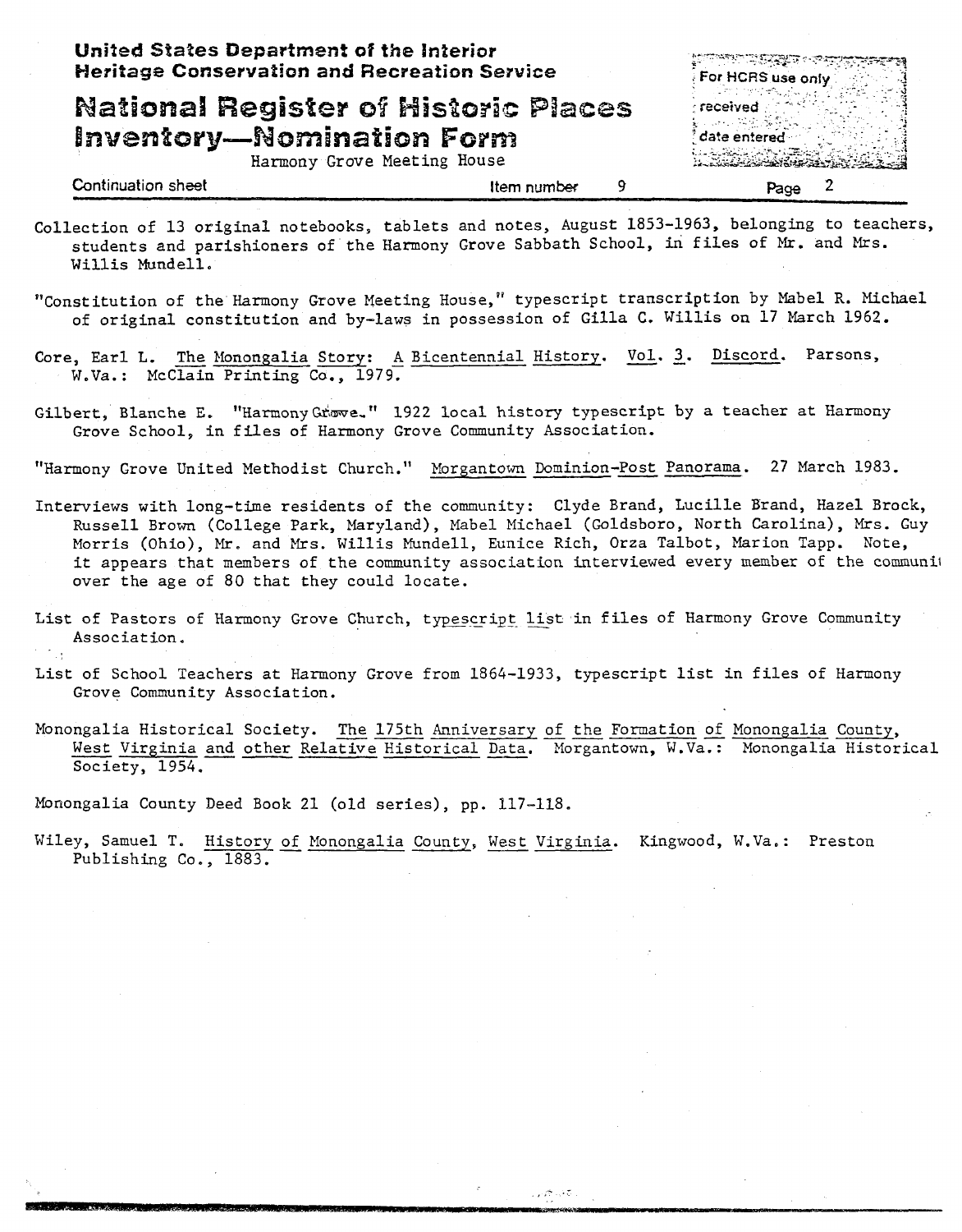Collection of 13 original notebooks, tablets and notes, August 1853-1963, belonging to teachers, students and parishioners of the Harmony Grove Sabbath School, in files of Mr. and Mrs. Willis Mundell.

"Constitution of the Harmony Grove Meeting House," typescript transcription by Mabel R. Michael of original constitution and by-laws in possession of Gilla C. Willis on 17 March 1962.

Core, Earl L. The Monongalia Story: A Bicentennial History. Vol. 3. Discord. Parsons, W.Va.: McClain Printing Co., 1979.

Gilbert, Blanche E. "Harmony Grove." 1922 local history typescript by a teacher at Harmony Grove School, in files of Harmony Grove Community Association.

"Harmony Grove United Methodist Church." Morgantown Dominion-Post Panorama. 27 March 1983.

Interviews with long-time residents of the community: Clyde Brand, Lucille Brand, Hazel Brock, Russell Brown (College Park, Maryland), Mabel Michael (Goldsboro, North Carolina), Mrs. Guy Morris (Ohio), Mr. and Mrs. Willis Mundell, Eunice Rich, Orza Talbot, Marion Tapp. Note, it appears that members of the community association interviewed every member of the communit over the age of 80 that they could locate.

List of Pastors of Harmony Grove Church, typescript list in files of Harmony Grove Community Association.

List of School Teachers at Harmony Grove from 1864-1933, typescript list in files of Harmony Grove Community Association.

Monongalia Historical Society. The 175th Anniversary of the Formation of Monongalia County, West Virginia and other Relative Historical Data. Morgantown, W.Va.: Monongalia Historical Society, 1954.

Monongalia County Deed Book 21 (old series), pp. 117-118.

Wiley, Samuel T. History of Monongalia County, West Virginia. Kingwood, W.Va.: Preston Publishing Co., 1883.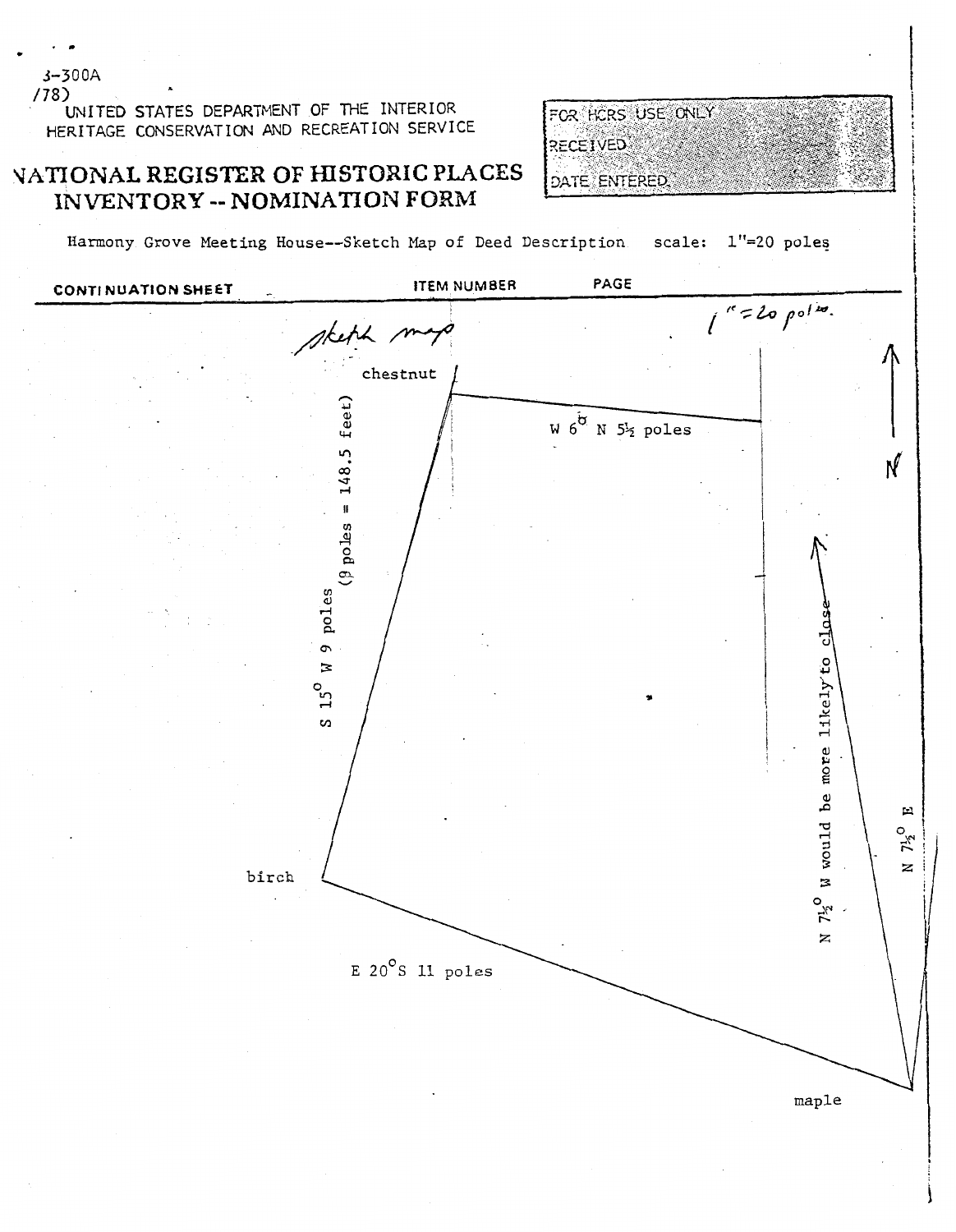3-300A
/78)

UNITED STATES DEPARTMENT OF THE INTERIOR
HERITAGE CONSERVATION AND RECREATION SERVICE

FOR HCRS USE ONLY
RECEIVED
DATE ENTERED

# NATIONAL REGISTER OF HISTORIC PLACES INVENTORY -- NOMINATION FORM

Harmony Grove Meeting House--Sketch Map of Deed Description scale: 1"=20 poles

**CONTINUATION SHEET** ITEM NUMBER PAGE

*sketch map* *1" = 20 poles.*

chestnut

W 6° N 5½ poles

S 15° W 9 poles

(9 poles = 148.5 feet)

N

N 7½° W would be more likely to close

N 7½° E

birch

E 20°S 11 poles

maple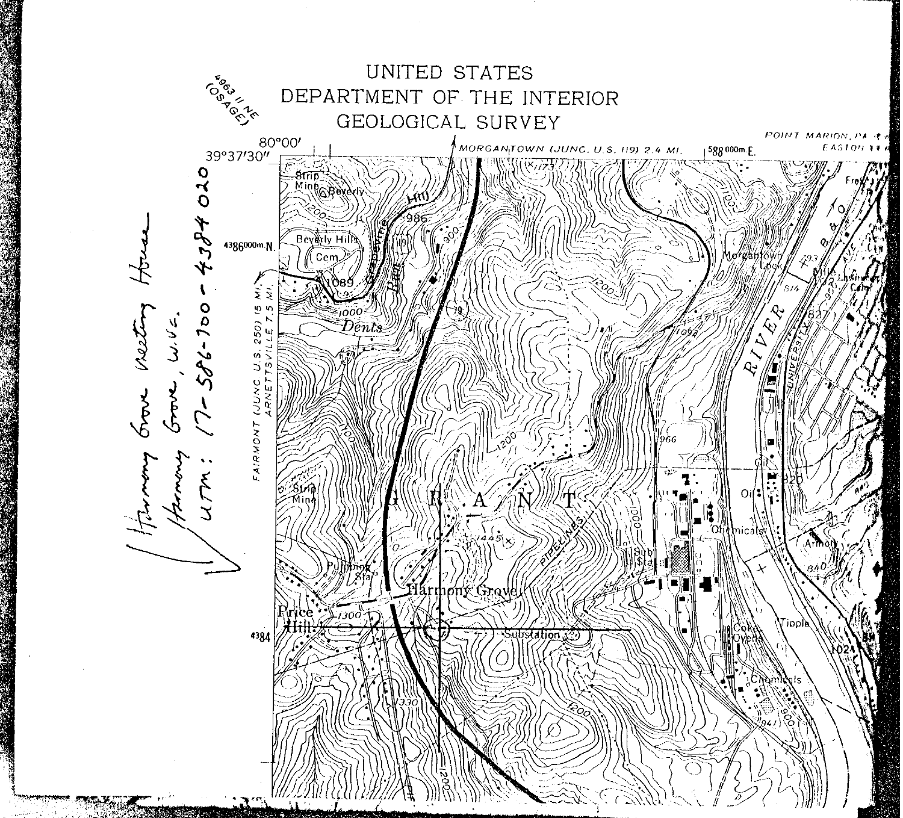UNITED STATES
DEPARTMENT OF THE INTERIOR
GEOLOGICAL SURVEY

4963 II NE
(OSAGE)

80°00′

39°37′30″

MORGANTOWN (JUNC. U.S. 119) 2.4 MI.

588 000m.E.

POINT MARION, PA

EASTON

4386000m.N.

4384

FAIRMONT (JUNC U.S. 250) 15 MI.
ARNETTSVILLE 7.5 MI.

Strip Mine
Beverly
Beverly Hills
Cem
1089
1000
Dents
986
Hill
119
1173
1200
900
Morgantown Lock
RIVER
B & O
UNIVERSITY
814
827
1098
966
Strip Mine
GRANT
1445
PIPELINES
Oil
Chemicals
Armory
840
820
Sub Sta
Pumping Sta
Harmony Grove
Price Hill
1300
Substation
Coke Ovens
Tipple
Chemicals
1024
947
1330
1200
1000

Harmony Grove Meeting House
Harmony Grove, W.Va.
UTM: 17-586-700-4384020